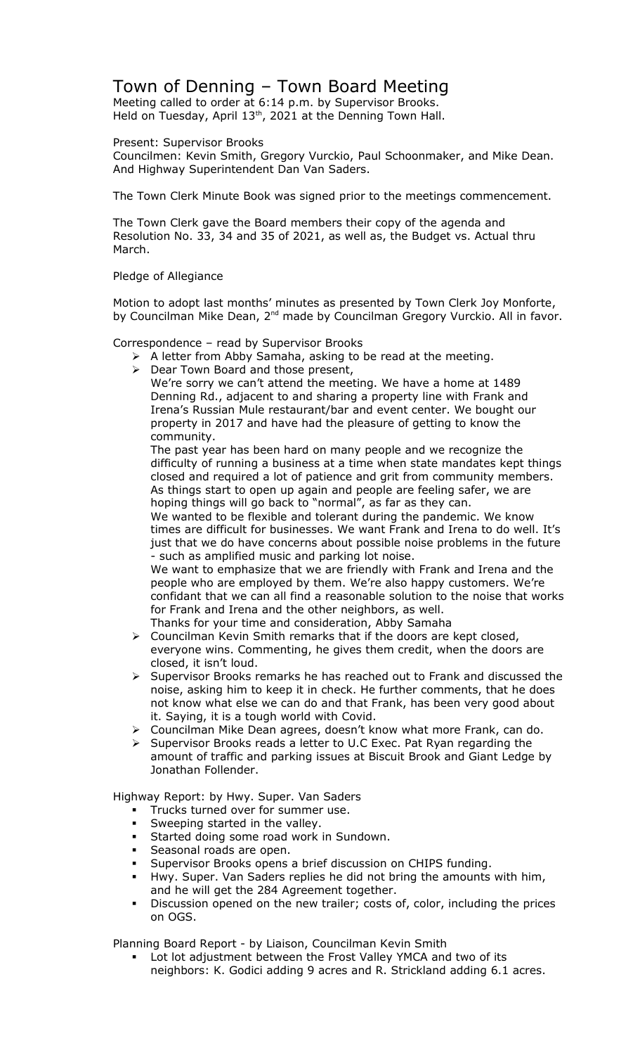# Town of Denning – Town Board Meeting

Meeting called to order at 6:14 p.m. by Supervisor Brooks.
Held on Tuesday, April 13th, 2021 at the Denning Town Hall.

Present: Supervisor Brooks
Councilmen: Kevin Smith, Gregory Vurckio, Paul Schoonmaker, and Mike Dean.
And Highway Superintendent Dan Van Saders.

The Town Clerk Minute Book was signed prior to the meetings commencement.

The Town Clerk gave the Board members their copy of the agenda and Resolution No. 33, 34 and 35 of 2021, as well as, the Budget vs. Actual thru March.

Pledge of Allegiance

Motion to adopt last months' minutes as presented by Town Clerk Joy Monforte, by Councilman Mike Dean, 2nd made by Councilman Gregory Vurckio. All in favor.

Correspondence – read by Supervisor Brooks

- A letter from Abby Samaha, asking to be read at the meeting.
- Dear Town Board and those present,
  We're sorry we can't attend the meeting. We have a home at 1489 Denning Rd., adjacent to and sharing a property line with Frank and Irena's Russian Mule restaurant/bar and event center. We bought our property in 2017 and have had the pleasure of getting to know the community.
  The past year has been hard on many people and we recognize the difficulty of running a business at a time when state mandates kept things closed and required a lot of patience and grit from community members. As things start to open up again and people are feeling safer, we are hoping things will go back to "normal", as far as they can.
  We wanted to be flexible and tolerant during the pandemic. We know times are difficult for businesses. We want Frank and Irena to do well. It's just that we do have concerns about possible noise problems in the future - such as amplified music and parking lot noise.
  We want to emphasize that we are friendly with Frank and Irena and the people who are employed by them. We're also happy customers. We're confidant that we can all find a reasonable solution to the noise that works for Frank and Irena and the other neighbors, as well.
  Thanks for your time and consideration, Abby Samaha
- Councilman Kevin Smith remarks that if the doors are kept closed, everyone wins. Commenting, he gives them credit, when the doors are closed, it isn't loud.
- Supervisor Brooks remarks he has reached out to Frank and discussed the noise, asking him to keep it in check. He further comments, that he does not know what else we can do and that Frank, has been very good about it. Saying, it is a tough world with Covid.
- Councilman Mike Dean agrees, doesn't know what more Frank, can do.
- Supervisor Brooks reads a letter to U.C Exec. Pat Ryan regarding the amount of traffic and parking issues at Biscuit Brook and Giant Ledge by Jonathan Follender.

Highway Report: by Hwy. Super. Van Saders

- Trucks turned over for summer use.
- Sweeping started in the valley.
- Started doing some road work in Sundown.
- Seasonal roads are open.
- Supervisor Brooks opens a brief discussion on CHIPS funding.
- Hwy. Super. Van Saders replies he did not bring the amounts with him, and he will get the 284 Agreement together.
- Discussion opened on the new trailer; costs of, color, including the prices on OGS.

Planning Board Report - by Liaison, Councilman Kevin Smith

- Lot lot adjustment between the Frost Valley YMCA and two of its neighbors: K. Godici adding 9 acres and R. Strickland adding 6.1 acres.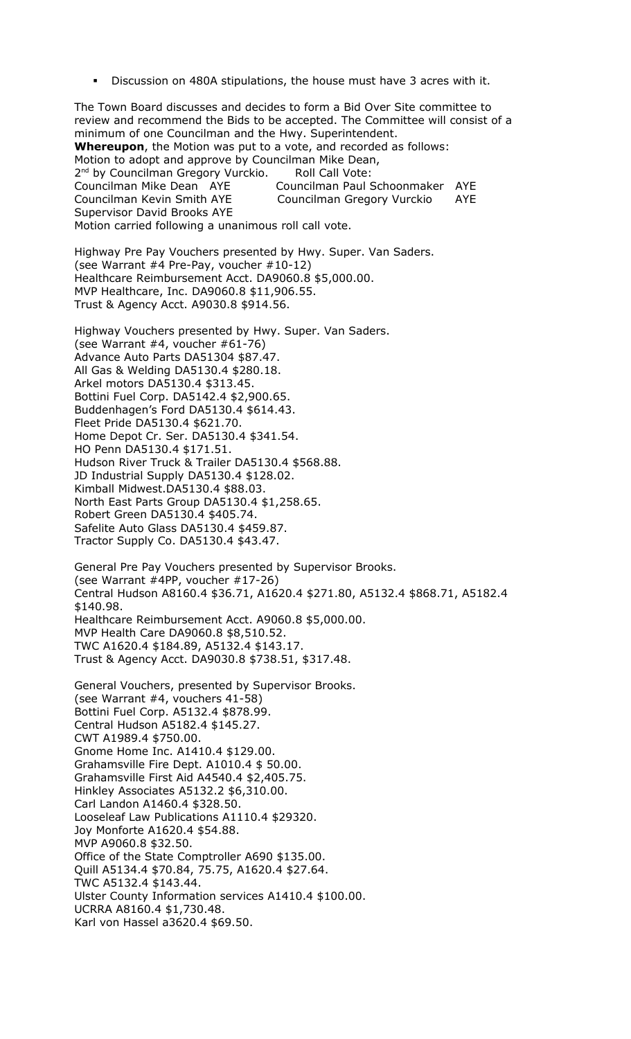- Discussion on 480A stipulations, the house must have 3 acres with it.

The Town Board discusses and decides to form a Bid Over Site committee to review and recommend the Bids to be accepted. The Committee will consist of a minimum of one Councilman and the Hwy. Superintendent.
**Whereupon**, the Motion was put to a vote, and recorded as follows:
Motion to adopt and approve by Councilman Mike Dean,
2nd by Councilman Gregory Vurckio. Roll Call Vote:
Councilman Mike Dean AYE Councilman Paul Schoonmaker AYE
Councilman Kevin Smith AYE Councilman Gregory Vurckio AYE
Supervisor David Brooks AYE
Motion carried following a unanimous roll call vote.

Highway Pre Pay Vouchers presented by Hwy. Super. Van Saders.
(see Warrant #4 Pre-Pay, voucher #10-12)
Healthcare Reimbursement Acct. DA9060.8 $5,000.00.
MVP Healthcare, Inc. DA9060.8 $11,906.55.
Trust & Agency Acct. A9030.8 $914.56.

Highway Vouchers presented by Hwy. Super. Van Saders.
(see Warrant #4, voucher #61-76)
Advance Auto Parts DA51304 $87.47.
All Gas & Welding DA5130.4 $280.18.
Arkel motors DA5130.4 $313.45.
Bottini Fuel Corp. DA5142.4 $2,900.65.
Buddenhagen's Ford DA5130.4 $614.43.
Fleet Pride DA5130.4 $621.70.
Home Depot Cr. Ser. DA5130.4 $341.54.
HO Penn DA5130.4 $171.51.
Hudson River Truck & Trailer DA5130.4 $568.88.
JD Industrial Supply DA5130.4 $128.02.
Kimball Midwest.DA5130.4 $88.03.
North East Parts Group DA5130.4 $1,258.65.
Robert Green DA5130.4 $405.74.
Safelite Auto Glass DA5130.4 $459.87.
Tractor Supply Co. DA5130.4 $43.47.

General Pre Pay Vouchers presented by Supervisor Brooks.
(see Warrant #4PP, voucher #17-26)
Central Hudson A8160.4 $36.71, A1620.4 $271.80, A5132.4 $868.71, A5182.4 $140.98.
Healthcare Reimbursement Acct. A9060.8 $5,000.00.
MVP Health Care DA9060.8 $8,510.52.
TWC A1620.4 $184.89, A5132.4 $143.17.
Trust & Agency Acct. DA9030.8 $738.51, $317.48.

General Vouchers, presented by Supervisor Brooks.
(see Warrant #4, vouchers 41-58)
Bottini Fuel Corp. A5132.4 $878.99.
Central Hudson A5182.4 $145.27.
CWT A1989.4 $750.00.
Gnome Home Inc. A1410.4 $129.00.
Grahamsville Fire Dept. A1010.4 $ 50.00.
Grahamsville First Aid A4540.4 $2,405.75.
Hinkley Associates A5132.2 $6,310.00.
Carl Landon A1460.4 $328.50.
Looseleaf Law Publications A1110.4 $29320.
Joy Monforte A1620.4 $54.88.
MVP A9060.8 $32.50.
Office of the State Comptroller A690 $135.00.
Quill A5134.4 $70.84, 75.75, A1620.4 $27.64.
TWC A5132.4 $143.44.
Ulster County Information services A1410.4 $100.00.
UCRRA A8160.4 $1,730.48.
Karl von Hassel a3620.4 $69.50.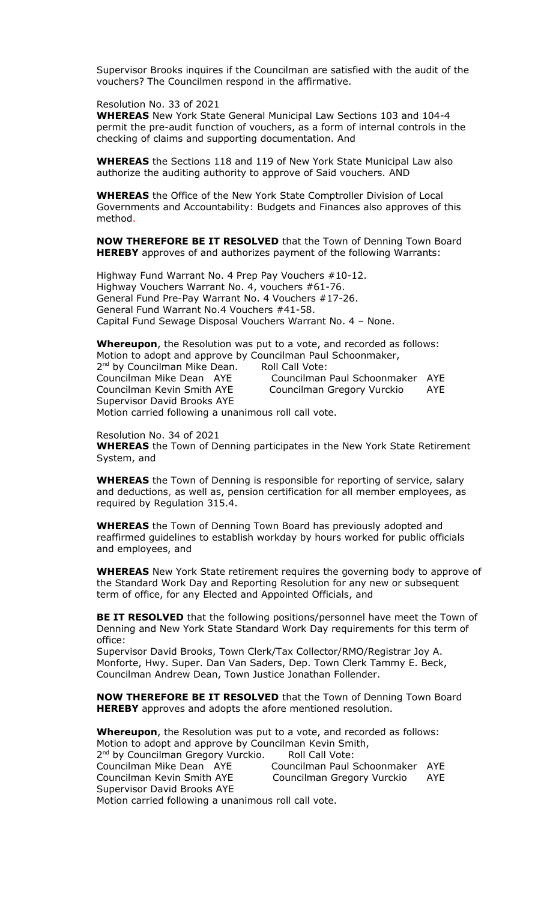Supervisor Brooks inquires if the Councilman are satisfied with the audit of the vouchers? The Councilmen respond in the affirmative.

Resolution No. 33 of 2021

**WHEREAS** New York State General Municipal Law Sections 103 and 104-4 permit the pre-audit function of vouchers, as a form of internal controls in the checking of claims and supporting documentation. And

**WHEREAS** the Sections 118 and 119 of New York State Municipal Law also authorize the auditing authority to approve of Said vouchers. AND

**WHEREAS** the Office of the New York State Comptroller Division of Local Governments and Accountability: Budgets and Finances also approves of this method.

**NOW THEREFORE BE IT RESOLVED** that the Town of Denning Town Board **HEREBY** approves of and authorizes payment of the following Warrants:

Highway Fund Warrant No. 4 Prep Pay Vouchers #10-12.
Highway Vouchers Warrant No. 4, vouchers #61-76.
General Fund Pre-Pay Warrant No. 4 Vouchers #17-26.
General Fund Warrant No.4 Vouchers #41-58.
Capital Fund Sewage Disposal Vouchers Warrant No. 4 – None.

**Whereupon**, the Resolution was put to a vote, and recorded as follows:
Motion to adopt and approve by Councilman Paul Schoonmaker,
2nd by Councilman Mike Dean. Roll Call Vote:
Councilman Mike Dean AYE Councilman Paul Schoonmaker AYE
Councilman Kevin Smith AYE Councilman Gregory Vurckio AYE
Supervisor David Brooks AYE
Motion carried following a unanimous roll call vote.

Resolution No. 34 of 2021

**WHEREAS** the Town of Denning participates in the New York State Retirement System, and

**WHEREAS** the Town of Denning is responsible for reporting of service, salary and deductions, as well as, pension certification for all member employees, as required by Regulation 315.4.

**WHEREAS** the Town of Denning Town Board has previously adopted and reaffirmed guidelines to establish workday by hours worked for public officials and employees, and

**WHEREAS** New York State retirement requires the governing body to approve of the Standard Work Day and Reporting Resolution for any new or subsequent term of office, for any Elected and Appointed Officials, and

**BE IT RESOLVED** that the following positions/personnel have meet the Town of Denning and New York State Standard Work Day requirements for this term of office:
Supervisor David Brooks, Town Clerk/Tax Collector/RMO/Registrar Joy A. Monforte, Hwy. Super. Dan Van Saders, Dep. Town Clerk Tammy E. Beck, Councilman Andrew Dean, Town Justice Jonathan Follender.

**NOW THEREFORE BE IT RESOLVED** that the Town of Denning Town Board **HEREBY** approves and adopts the afore mentioned resolution.

**Whereupon**, the Resolution was put to a vote, and recorded as follows:
Motion to adopt and approve by Councilman Kevin Smith,
2nd by Councilman Gregory Vurckio. Roll Call Vote:
Councilman Mike Dean AYE Councilman Paul Schoonmaker AYE
Councilman Kevin Smith AYE Councilman Gregory Vurckio AYE
Supervisor David Brooks AYE
Motion carried following a unanimous roll call vote.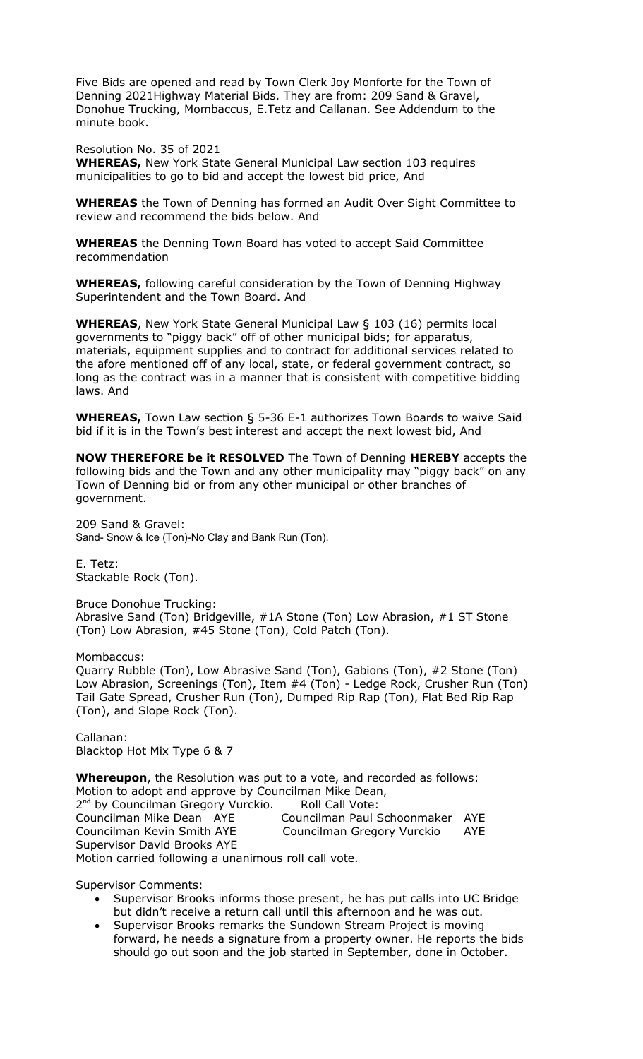Five Bids are opened and read by Town Clerk Joy Monforte for the Town of Denning 2021Highway Material Bids. They are from: 209 Sand & Gravel, Donohue Trucking, Mombaccus, E.Tetz and Callanan. See Addendum to the minute book.

Resolution No. 35 of 2021

**WHEREAS,** New York State General Municipal Law section 103 requires municipalities to go to bid and accept the lowest bid price, And

**WHEREAS** the Town of Denning has formed an Audit Over Sight Committee to review and recommend the bids below. And

**WHEREAS** the Denning Town Board has voted to accept Said Committee recommendation

**WHEREAS,** following careful consideration by the Town of Denning Highway Superintendent and the Town Board. And

**WHEREAS**, New York State General Municipal Law § 103 (16) permits local governments to "piggy back" off of other municipal bids; for apparatus, materials, equipment supplies and to contract for additional services related to the afore mentioned off of any local, state, or federal government contract, so long as the contract was in a manner that is consistent with competitive bidding laws. And

**WHEREAS,** Town Law section § 5-36 E-1 authorizes Town Boards to waive Said bid if it is in the Town's best interest and accept the next lowest bid, And

**NOW THEREFORE be it RESOLVED** The Town of Denning **HEREBY** accepts the following bids and the Town and any other municipality may "piggy back" on any Town of Denning bid or from any other municipal or other branches of government.

209 Sand & Gravel:
Sand- Snow & Ice (Ton)-No Clay and Bank Run (Ton).

E. Tetz:
Stackable Rock (Ton).

Bruce Donohue Trucking:
Abrasive Sand (Ton) Bridgeville, #1A Stone (Ton) Low Abrasion, #1 ST Stone (Ton) Low Abrasion, #45 Stone (Ton), Cold Patch (Ton).

Mombaccus:
Quarry Rubble (Ton), Low Abrasive Sand (Ton), Gabions (Ton), #2 Stone (Ton) Low Abrasion, Screenings (Ton), Item #4 (Ton) - Ledge Rock, Crusher Run (Ton) Tail Gate Spread, Crusher Run (Ton), Dumped Rip Rap (Ton), Flat Bed Rip Rap (Ton), and Slope Rock (Ton).

Callanan:
Blacktop Hot Mix Type 6 & 7

**Whereupon**, the Resolution was put to a vote, and recorded as follows:
Motion to adopt and approve by Councilman Mike Dean,
2nd by Councilman Gregory Vurckio. Roll Call Vote:

| | |
|---|---|
| Councilman Mike Dean AYE | Councilman Paul Schoonmaker AYE |
| Councilman Kevin Smith AYE | Councilman Gregory Vurckio AYE |
| Supervisor David Brooks AYE | |

Motion carried following a unanimous roll call vote.

Supervisor Comments:

- Supervisor Brooks informs those present, he has put calls into UC Bridge but didn't receive a return call until this afternoon and he was out.
- Supervisor Brooks remarks the Sundown Stream Project is moving forward, he needs a signature from a property owner. He reports the bids should go out soon and the job started in September, done in October.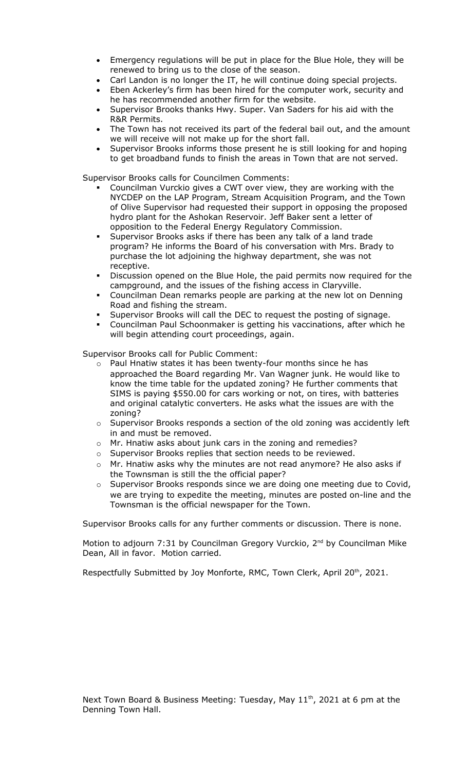- Emergency regulations will be put in place for the Blue Hole, they will be renewed to bring us to the close of the season.
- Carl Landon is no longer the IT, he will continue doing special projects.
- Eben Ackerley's firm has been hired for the computer work, security and he has recommended another firm for the website.
- Supervisor Brooks thanks Hwy. Super. Van Saders for his aid with the R&R Permits.
- The Town has not received its part of the federal bail out, and the amount we will receive will not make up for the short fall.
- Supervisor Brooks informs those present he is still looking for and hoping to get broadband funds to finish the areas in Town that are not served.

Supervisor Brooks calls for Councilmen Comments:

- Councilman Vurckio gives a CWT over view, they are working with the NYCDEP on the LAP Program, Stream Acquisition Program, and the Town of Olive Supervisor had requested their support in opposing the proposed hydro plant for the Ashokan Reservoir. Jeff Baker sent a letter of opposition to the Federal Energy Regulatory Commission.
- Supervisor Brooks asks if there has been any talk of a land trade program? He informs the Board of his conversation with Mrs. Brady to purchase the lot adjoining the highway department, she was not receptive.
- Discussion opened on the Blue Hole, the paid permits now required for the campground, and the issues of the fishing access in Claryville.
- Councilman Dean remarks people are parking at the new lot on Denning Road and fishing the stream.
- Supervisor Brooks will call the DEC to request the posting of signage.
- Councilman Paul Schoonmaker is getting his vaccinations, after which he will begin attending court proceedings, again.

Supervisor Brooks call for Public Comment:

- Paul Hnatiw states it has been twenty-four months since he has approached the Board regarding Mr. Van Wagner junk. He would like to know the time table for the updated zoning? He further comments that SIMS is paying $550.00 for cars working or not, on tires, with batteries and original catalytic converters. He asks what the issues are with the zoning?
- Supervisor Brooks responds a section of the old zoning was accidently left in and must be removed.
- Mr. Hnatiw asks about junk cars in the zoning and remedies?
- Supervisor Brooks replies that section needs to be reviewed.
- Mr. Hnatiw asks why the minutes are not read anymore? He also asks if the Townsman is still the the official paper?
- Supervisor Brooks responds since we are doing one meeting due to Covid, we are trying to expedite the meeting, minutes are posted on-line and the Townsman is the official newspaper for the Town.

Supervisor Brooks calls for any further comments or discussion. There is none.

Motion to adjourn 7:31 by Councilman Gregory Vurckio, 2nd by Councilman Mike Dean, All in favor. Motion carried.

Respectfully Submitted by Joy Monforte, RMC, Town Clerk, April 20th, 2021.

Next Town Board & Business Meeting: Tuesday, May 11th, 2021 at 6 pm at the Denning Town Hall.